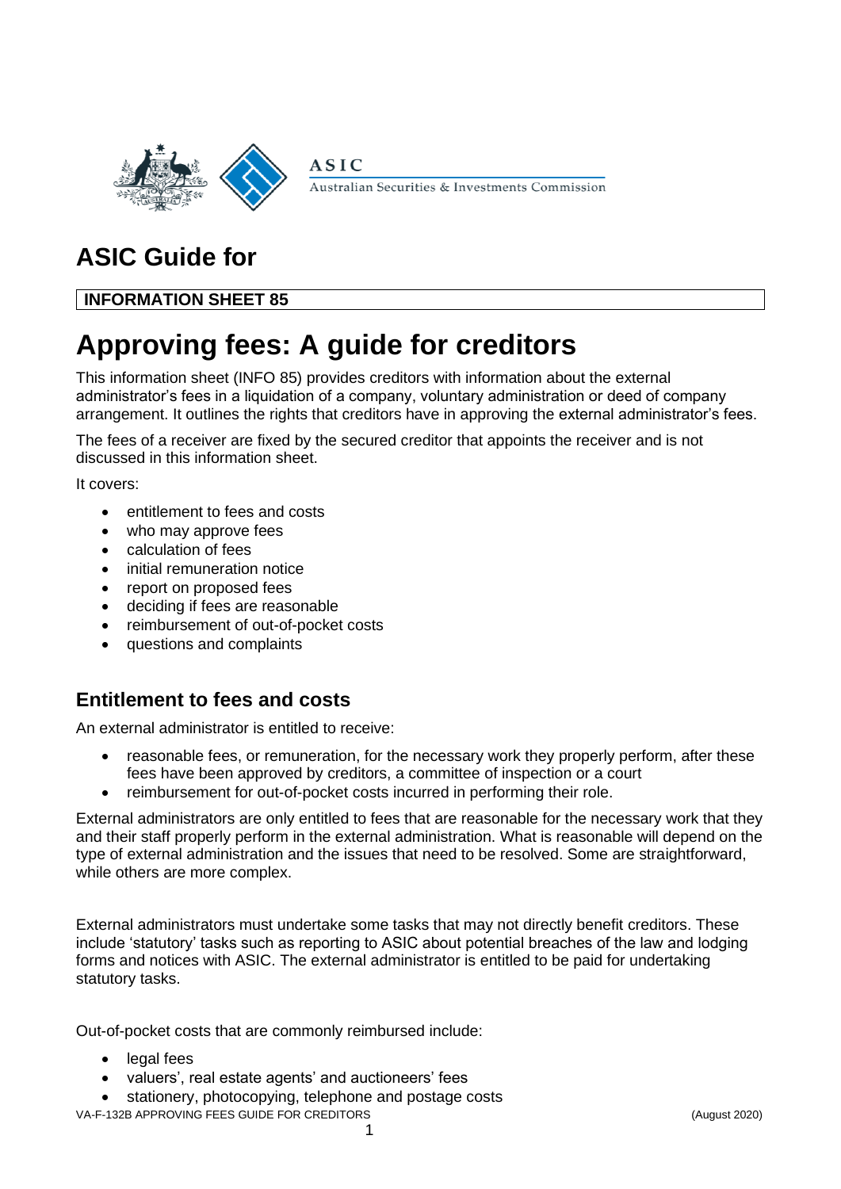ASIC

Australian Securities & Investments Commission

# ASIC Guide for

**INFORMATION SHEET 85**

# Approving fees: A guide for creditors

This information sheet (INFO 85) provides creditors with information about the external administrator's fees in a liquidation of a company, voluntary administration or deed of company arrangement. It outlines the rights that creditors have in approving the external administrator's fees.

The fees of a receiver are fixed by the secured creditor that appoints the receiver and is not discussed in this information sheet.

It covers:

- entitlement to fees and costs
- who may approve fees
- calculation of fees
- initial remuneration notice
- report on proposed fees
- deciding if fees are reasonable
- reimbursement of out-of-pocket costs
- questions and complaints

## Entitlement to fees and costs

An external administrator is entitled to receive:

- reasonable fees, or remuneration, for the necessary work they properly perform, after these fees have been approved by creditors, a committee of inspection or a court
- reimbursement for out-of-pocket costs incurred in performing their role.

External administrators are only entitled to fees that are reasonable for the necessary work that they and their staff properly perform in the external administration. What is reasonable will depend on the type of external administration and the issues that need to be resolved. Some are straightforward, while others are more complex.

External administrators must undertake some tasks that may not directly benefit creditors. These include 'statutory' tasks such as reporting to ASIC about potential breaches of the law and lodging forms and notices with ASIC. The external administrator is entitled to be paid for undertaking statutory tasks.

Out-of-pocket costs that are commonly reimbursed include:

- legal fees
- valuers', real estate agents' and auctioneers' fees
- stationery, photocopying, telephone and postage costs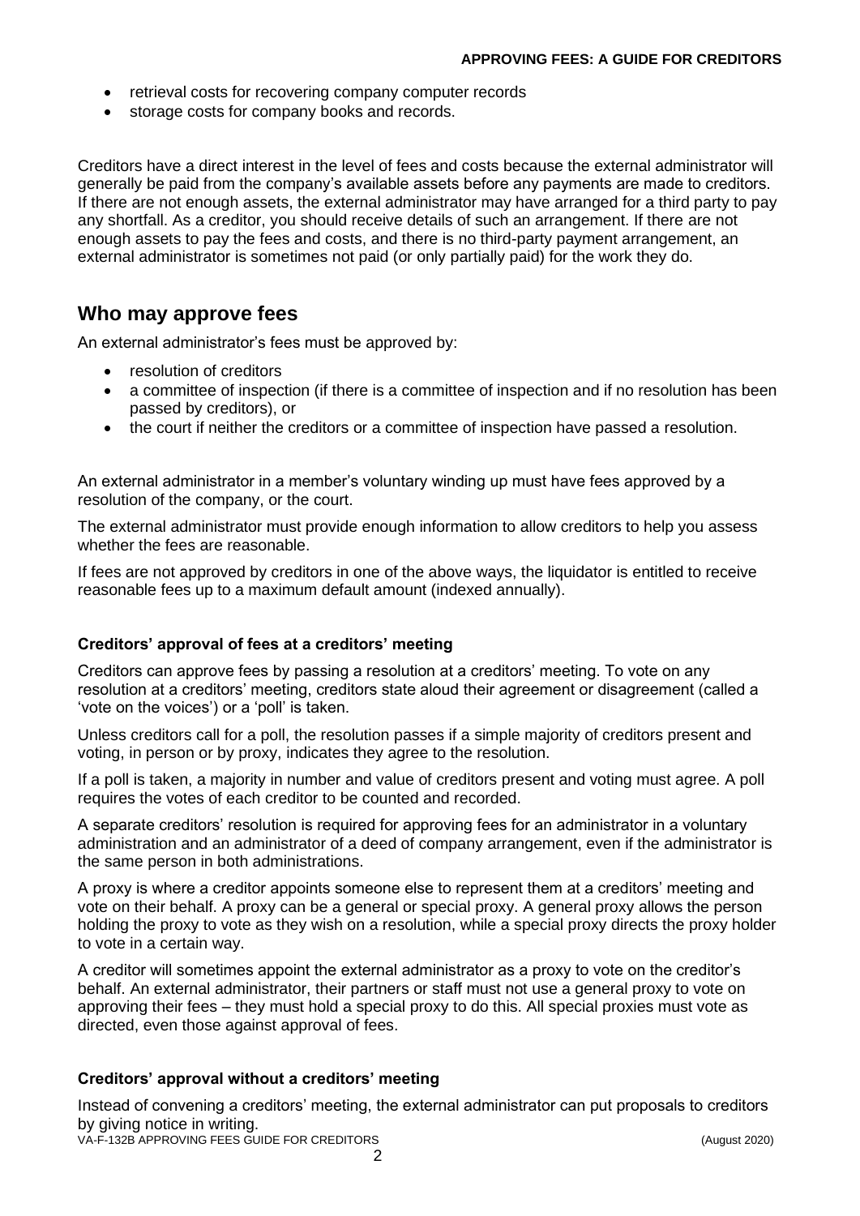- retrieval costs for recovering company computer records
- storage costs for company books and records.

Creditors have a direct interest in the level of fees and costs because the external administrator will generally be paid from the company's available assets before any payments are made to creditors. If there are not enough assets, the external administrator may have arranged for a third party to pay any shortfall. As a creditor, you should receive details of such an arrangement. If there are not enough assets to pay the fees and costs, and there is no third-party payment arrangement, an external administrator is sometimes not paid (or only partially paid) for the work they do.

## Who may approve fees

An external administrator's fees must be approved by:

- resolution of creditors
- a committee of inspection (if there is a committee of inspection and if no resolution has been passed by creditors), or
- the court if neither the creditors or a committee of inspection have passed a resolution.

An external administrator in a member's voluntary winding up must have fees approved by a resolution of the company, or the court.

The external administrator must provide enough information to allow creditors to help you assess whether the fees are reasonable.

If fees are not approved by creditors in one of the above ways, the liquidator is entitled to receive reasonable fees up to a maximum default amount (indexed annually).

### Creditors' approval of fees at a creditors' meeting

Creditors can approve fees by passing a resolution at a creditors' meeting. To vote on any resolution at a creditors' meeting, creditors state aloud their agreement or disagreement (called a 'vote on the voices') or a 'poll' is taken.

Unless creditors call for a poll, the resolution passes if a simple majority of creditors present and voting, in person or by proxy, indicates they agree to the resolution.

If a poll is taken, a majority in number and value of creditors present and voting must agree. A poll requires the votes of each creditor to be counted and recorded.

A separate creditors' resolution is required for approving fees for an administrator in a voluntary administration and an administrator of a deed of company arrangement, even if the administrator is the same person in both administrations.

A proxy is where a creditor appoints someone else to represent them at a creditors' meeting and vote on their behalf. A proxy can be a general or special proxy. A general proxy allows the person holding the proxy to vote as they wish on a resolution, while a special proxy directs the proxy holder to vote in a certain way.

A creditor will sometimes appoint the external administrator as a proxy to vote on the creditor's behalf. An external administrator, their partners or staff must not use a general proxy to vote on approving their fees – they must hold a special proxy to do this. All special proxies must vote as directed, even those against approval of fees.

### Creditors' approval without a creditors' meeting

Instead of convening a creditors' meeting, the external administrator can put proposals to creditors by giving notice in writing.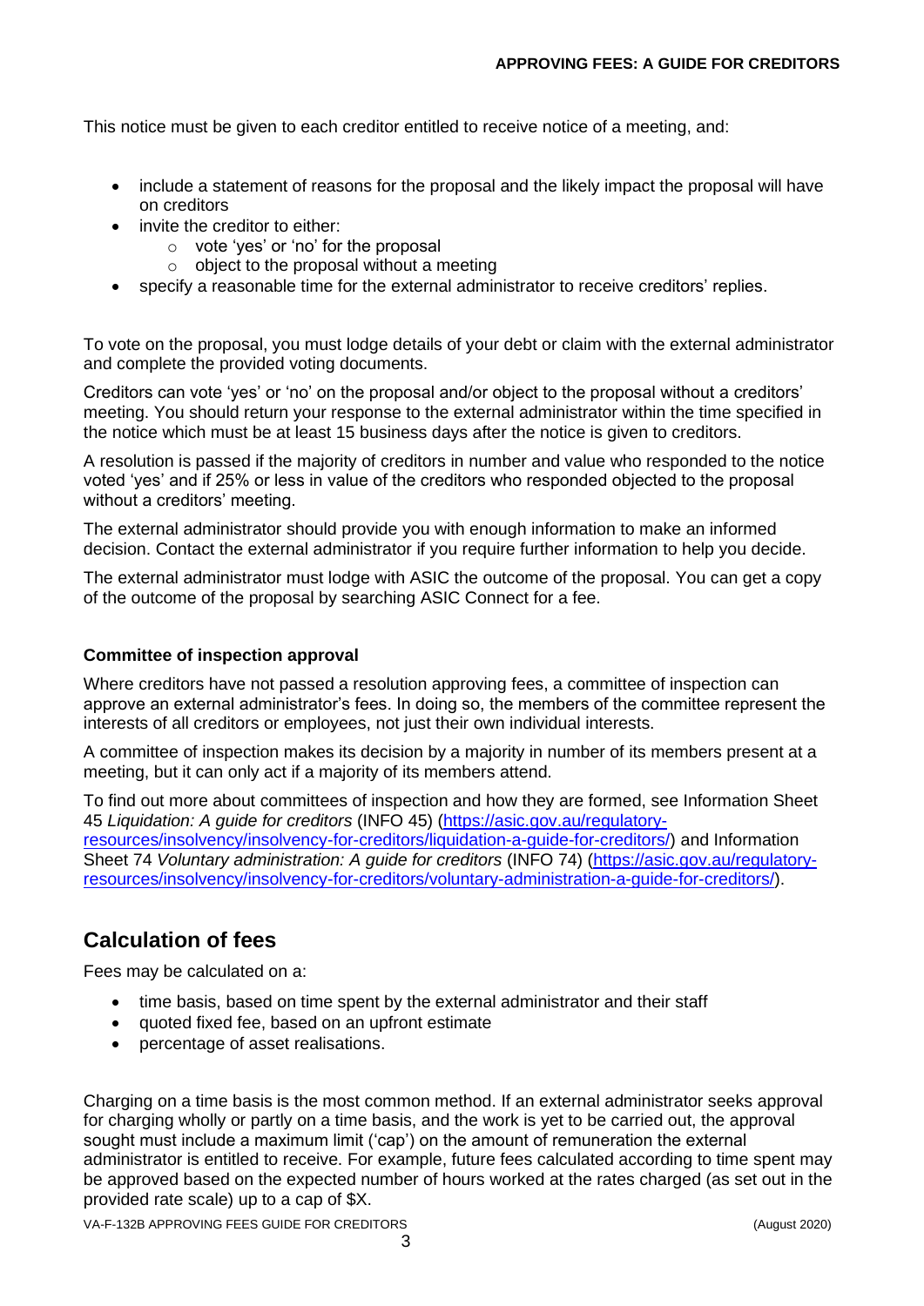This notice must be given to each creditor entitled to receive notice of a meeting, and:

- include a statement of reasons for the proposal and the likely impact the proposal will have on creditors
- invite the creditor to either:
  - vote 'yes' or 'no' for the proposal
  - object to the proposal without a meeting
- specify a reasonable time for the external administrator to receive creditors' replies.

To vote on the proposal, you must lodge details of your debt or claim with the external administrator and complete the provided voting documents.

Creditors can vote 'yes' or 'no' on the proposal and/or object to the proposal without a creditors' meeting. You should return your response to the external administrator within the time specified in the notice which must be at least 15 business days after the notice is given to creditors.

A resolution is passed if the majority of creditors in number and value who responded to the notice voted 'yes' and if 25% or less in value of the creditors who responded objected to the proposal without a creditors' meeting.

The external administrator should provide you with enough information to make an informed decision. Contact the external administrator if you require further information to help you decide.

The external administrator must lodge with ASIC the outcome of the proposal. You can get a copy of the outcome of the proposal by searching ASIC Connect for a fee.

### Committee of inspection approval

Where creditors have not passed a resolution approving fees, a committee of inspection can approve an external administrator's fees. In doing so, the members of the committee represent the interests of all creditors or employees, not just their own individual interests.

A committee of inspection makes its decision by a majority in number of its members present at a meeting, but it can only act if a majority of its members attend.

To find out more about committees of inspection and how they are formed, see Information Sheet 45 *Liquidation: A guide for creditors* (INFO 45) (https://asic.gov.au/regulatory-resources/insolvency/insolvency-for-creditors/liquidation-a-guide-for-creditors/) and Information Sheet 74 *Voluntary administration: A guide for creditors* (INFO 74) (https://asic.gov.au/regulatory-resources/insolvency/insolvency-for-creditors/voluntary-administration-a-guide-for-creditors/).

## Calculation of fees

Fees may be calculated on a:

- time basis, based on time spent by the external administrator and their staff
- quoted fixed fee, based on an upfront estimate
- percentage of asset realisations.

Charging on a time basis is the most common method. If an external administrator seeks approval for charging wholly or partly on a time basis, and the work is yet to be carried out, the approval sought must include a maximum limit ('cap') on the amount of remuneration the external administrator is entitled to receive. For example, future fees calculated according to time spent may be approved based on the expected number of hours worked at the rates charged (as set out in the provided rate scale) up to a cap of $X.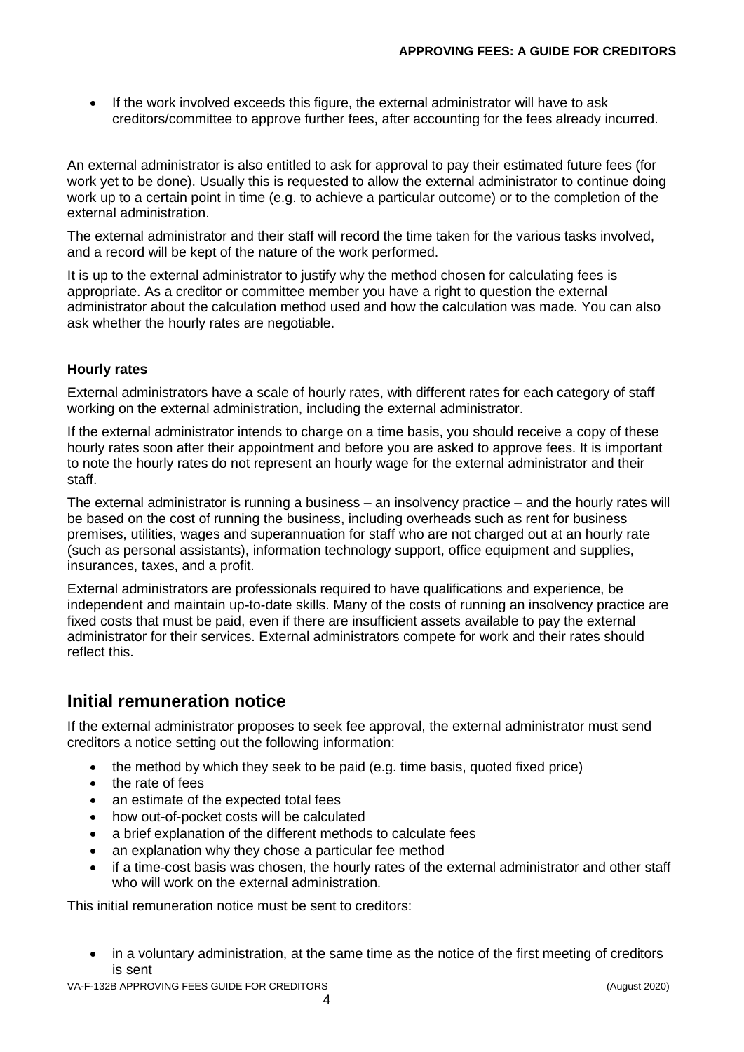- If the work involved exceeds this figure, the external administrator will have to ask creditors/committee to approve further fees, after accounting for the fees already incurred.

An external administrator is also entitled to ask for approval to pay their estimated future fees (for work yet to be done). Usually this is requested to allow the external administrator to continue doing work up to a certain point in time (e.g. to achieve a particular outcome) or to the completion of the external administration.

The external administrator and their staff will record the time taken for the various tasks involved, and a record will be kept of the nature of the work performed.

It is up to the external administrator to justify why the method chosen for calculating fees is appropriate. As a creditor or committee member you have a right to question the external administrator about the calculation method used and how the calculation was made. You can also ask whether the hourly rates are negotiable.

**Hourly rates**

External administrators have a scale of hourly rates, with different rates for each category of staff working on the external administration, including the external administrator.

If the external administrator intends to charge on a time basis, you should receive a copy of these hourly rates soon after their appointment and before you are asked to approve fees. It is important to note the hourly rates do not represent an hourly wage for the external administrator and their staff.

The external administrator is running a business – an insolvency practice – and the hourly rates will be based on the cost of running the business, including overheads such as rent for business premises, utilities, wages and superannuation for staff who are not charged out at an hourly rate (such as personal assistants), information technology support, office equipment and supplies, insurances, taxes, and a profit.

External administrators are professionals required to have qualifications and experience, be independent and maintain up-to-date skills. Many of the costs of running an insolvency practice are fixed costs that must be paid, even if there are insufficient assets available to pay the external administrator for their services. External administrators compete for work and their rates should reflect this.

## Initial remuneration notice

If the external administrator proposes to seek fee approval, the external administrator must send creditors a notice setting out the following information:

- the method by which they seek to be paid (e.g. time basis, quoted fixed price)
- the rate of fees
- an estimate of the expected total fees
- how out-of-pocket costs will be calculated
- a brief explanation of the different methods to calculate fees
- an explanation why they chose a particular fee method
- if a time-cost basis was chosen, the hourly rates of the external administrator and other staff who will work on the external administration.

This initial remuneration notice must be sent to creditors:

- in a voluntary administration, at the same time as the notice of the first meeting of creditors is sent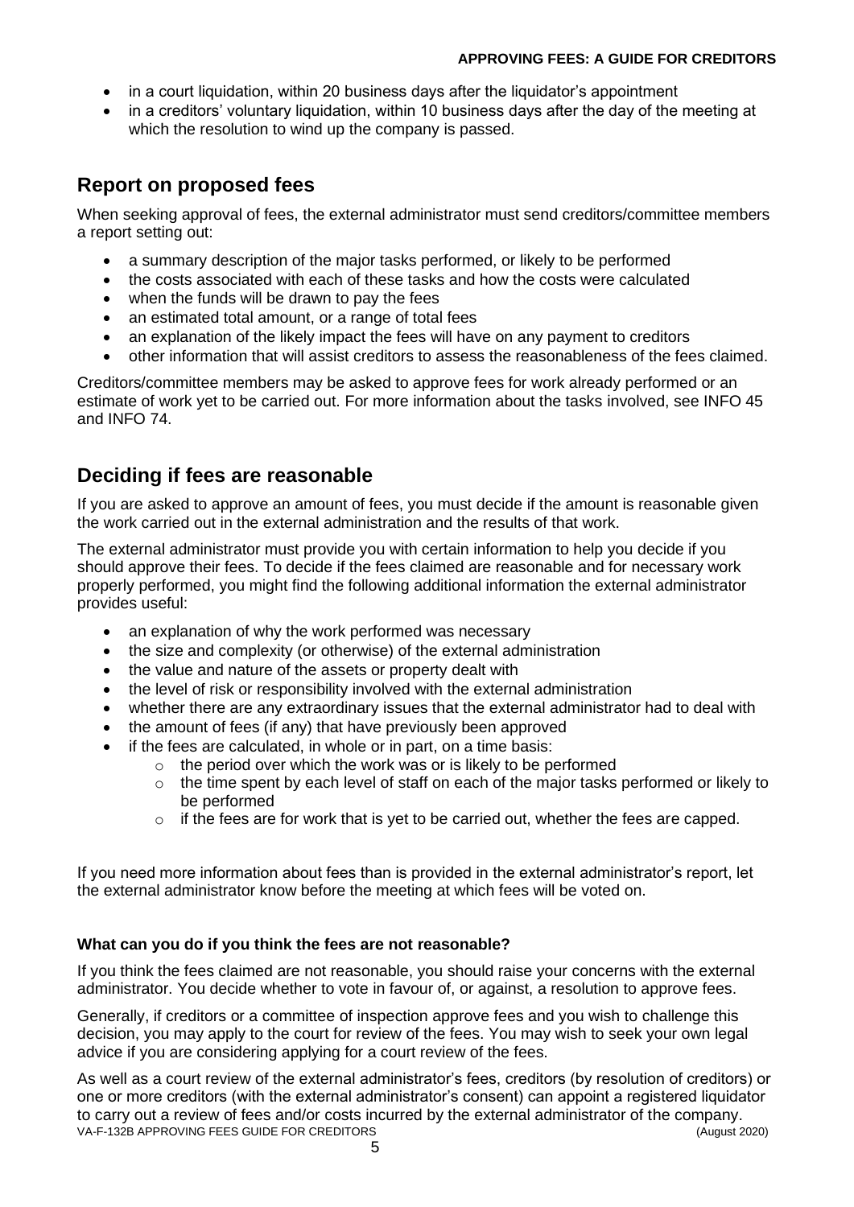- in a court liquidation, within 20 business days after the liquidator's appointment
- in a creditors' voluntary liquidation, within 10 business days after the day of the meeting at which the resolution to wind up the company is passed.

## Report on proposed fees

When seeking approval of fees, the external administrator must send creditors/committee members a report setting out:

- a summary description of the major tasks performed, or likely to be performed
- the costs associated with each of these tasks and how the costs were calculated
- when the funds will be drawn to pay the fees
- an estimated total amount, or a range of total fees
- an explanation of the likely impact the fees will have on any payment to creditors
- other information that will assist creditors to assess the reasonableness of the fees claimed.

Creditors/committee members may be asked to approve fees for work already performed or an estimate of work yet to be carried out. For more information about the tasks involved, see INFO 45 and INFO 74.

## Deciding if fees are reasonable

If you are asked to approve an amount of fees, you must decide if the amount is reasonable given the work carried out in the external administration and the results of that work.

The external administrator must provide you with certain information to help you decide if you should approve their fees. To decide if the fees claimed are reasonable and for necessary work properly performed, you might find the following additional information the external administrator provides useful:

- an explanation of why the work performed was necessary
- the size and complexity (or otherwise) of the external administration
- the value and nature of the assets or property dealt with
- the level of risk or responsibility involved with the external administration
- whether there are any extraordinary issues that the external administrator had to deal with
- the amount of fees (if any) that have previously been approved
- if the fees are calculated, in whole or in part, on a time basis:
  - the period over which the work was or is likely to be performed
  - the time spent by each level of staff on each of the major tasks performed or likely to be performed
  - if the fees are for work that is yet to be carried out, whether the fees are capped.

If you need more information about fees than is provided in the external administrator's report, let the external administrator know before the meeting at which fees will be voted on.

### What can you do if you think the fees are not reasonable?

If you think the fees claimed are not reasonable, you should raise your concerns with the external administrator. You decide whether to vote in favour of, or against, a resolution to approve fees.

Generally, if creditors or a committee of inspection approve fees and you wish to challenge this decision, you may apply to the court for review of the fees. You may wish to seek your own legal advice if you are considering applying for a court review of the fees.

As well as a court review of the external administrator's fees, creditors (by resolution of creditors) or one or more creditors (with the external administrator's consent) can appoint a registered liquidator to carry out a review of fees and/or costs incurred by the external administrator of the company.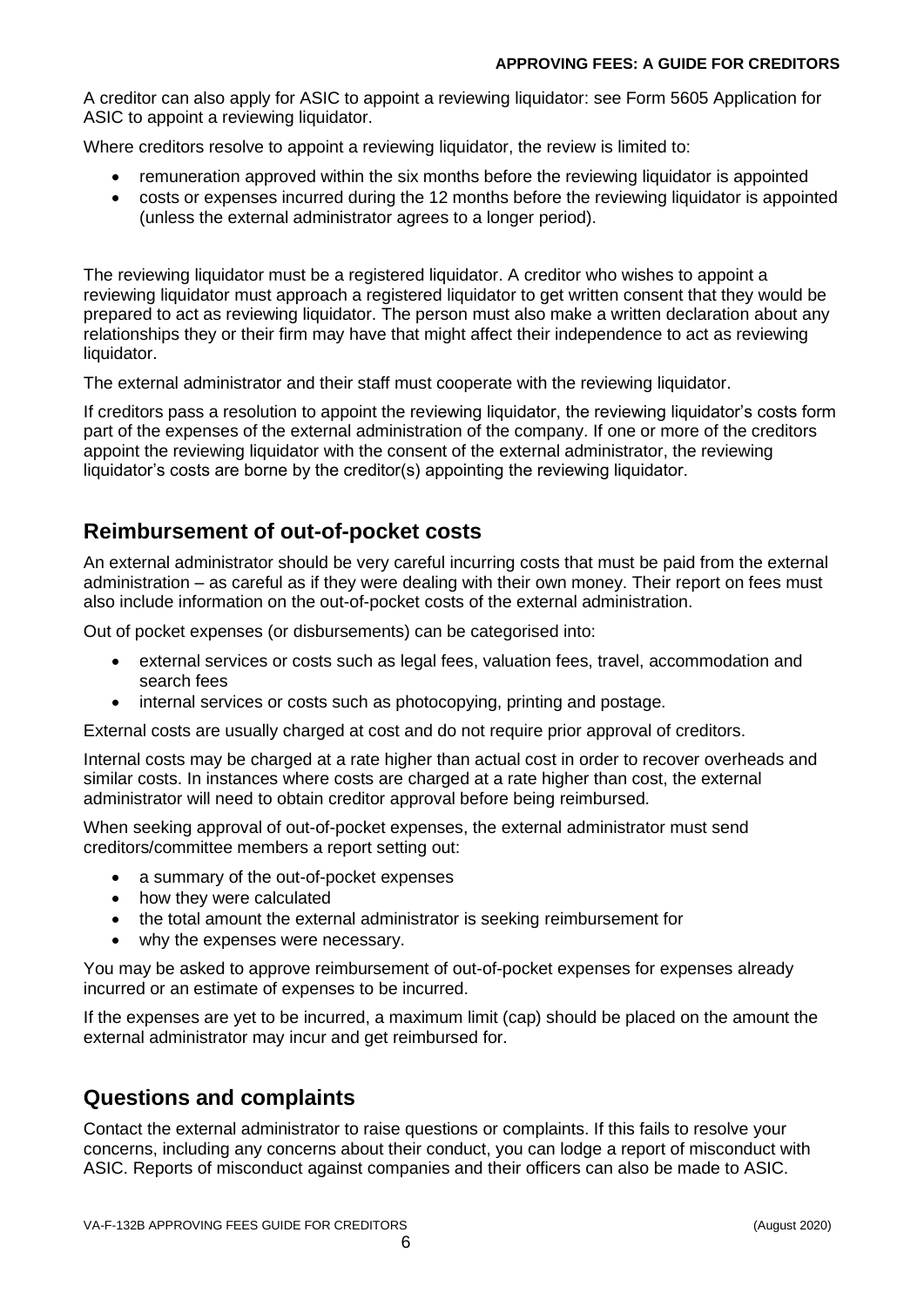A creditor can also apply for ASIC to appoint a reviewing liquidator: see Form 5605 Application for ASIC to appoint a reviewing liquidator.

Where creditors resolve to appoint a reviewing liquidator, the review is limited to:

- remuneration approved within the six months before the reviewing liquidator is appointed
- costs or expenses incurred during the 12 months before the reviewing liquidator is appointed (unless the external administrator agrees to a longer period).

The reviewing liquidator must be a registered liquidator. A creditor who wishes to appoint a reviewing liquidator must approach a registered liquidator to get written consent that they would be prepared to act as reviewing liquidator. The person must also make a written declaration about any relationships they or their firm may have that might affect their independence to act as reviewing liquidator.

The external administrator and their staff must cooperate with the reviewing liquidator.

If creditors pass a resolution to appoint the reviewing liquidator, the reviewing liquidator's costs form part of the expenses of the external administration of the company. If one or more of the creditors appoint the reviewing liquidator with the consent of the external administrator, the reviewing liquidator's costs are borne by the creditor(s) appointing the reviewing liquidator.

## Reimbursement of out-of-pocket costs

An external administrator should be very careful incurring costs that must be paid from the external administration – as careful as if they were dealing with their own money. Their report on fees must also include information on the out-of-pocket costs of the external administration.

Out of pocket expenses (or disbursements) can be categorised into:

- external services or costs such as legal fees, valuation fees, travel, accommodation and search fees
- internal services or costs such as photocopying, printing and postage.

External costs are usually charged at cost and do not require prior approval of creditors.

Internal costs may be charged at a rate higher than actual cost in order to recover overheads and similar costs. In instances where costs are charged at a rate higher than cost, the external administrator will need to obtain creditor approval before being reimbursed.

When seeking approval of out-of-pocket expenses, the external administrator must send creditors/committee members a report setting out:

- a summary of the out-of-pocket expenses
- how they were calculated
- the total amount the external administrator is seeking reimbursement for
- why the expenses were necessary.

You may be asked to approve reimbursement of out-of-pocket expenses for expenses already incurred or an estimate of expenses to be incurred.

If the expenses are yet to be incurred, a maximum limit (cap) should be placed on the amount the external administrator may incur and get reimbursed for.

## Questions and complaints

Contact the external administrator to raise questions or complaints. If this fails to resolve your concerns, including any concerns about their conduct, you can lodge a report of misconduct with ASIC. Reports of misconduct against companies and their officers can also be made to ASIC.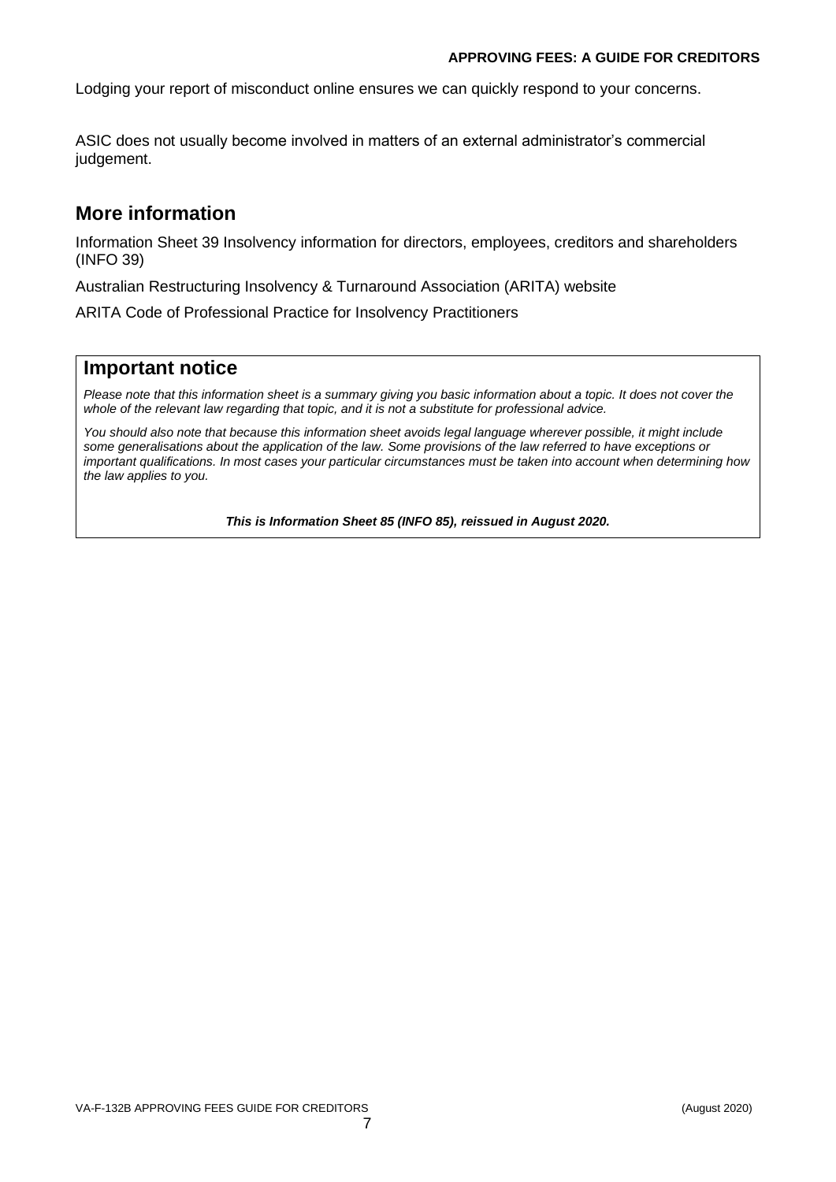Lodging your report of misconduct online ensures we can quickly respond to your concerns.

ASIC does not usually become involved in matters of an external administrator's commercial judgement.

## More information

Information Sheet 39 Insolvency information for directors, employees, creditors and shareholders (INFO 39)

Australian Restructuring Insolvency & Turnaround Association (ARITA) website

ARITA Code of Professional Practice for Insolvency Practitioners

## Important notice

*Please note that this information sheet is a summary giving you basic information about a topic. It does not cover the whole of the relevant law regarding that topic, and it is not a substitute for professional advice.*

*You should also note that because this information sheet avoids legal language wherever possible, it might include some generalisations about the application of the law. Some provisions of the law referred to have exceptions or important qualifications. In most cases your particular circumstances must be taken into account when determining how the law applies to you.*

***This is Information Sheet 85 (INFO 85), reissued in August 2020.***